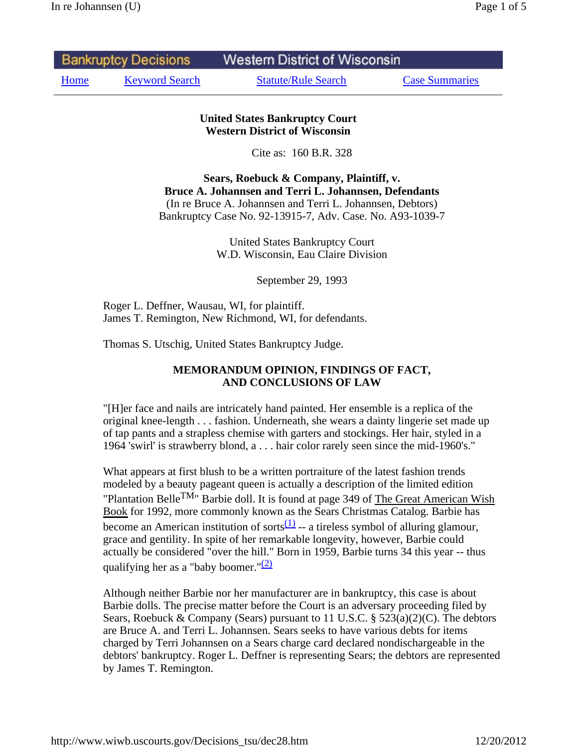Bankruptcy Decisions — Western District of Wisconsin

Home | Keyword Search | Statute/Rule Search | Case Summaries

**United States Bankruptcy Court**
**Western District of Wisconsin**

Cite as: 160 B.R. 328

**Sears, Roebuck & Company, Plaintiff, v.**
**Bruce A. Johannsen and Terri L. Johannsen, Defendants**
(In re Bruce A. Johannsen and Terri L. Johannsen, Debtors)
Bankruptcy Case No. 92-13915-7, Adv. Case. No. A93-1039-7

United States Bankruptcy Court
W.D. Wisconsin, Eau Claire Division

September 29, 1993

Roger L. Deffner, Wausau, WI, for plaintiff.
James T. Remington, New Richmond, WI, for defendants.

Thomas S. Utschig, United States Bankruptcy Judge.

## MEMORANDUM OPINION, FINDINGS OF FACT, AND CONCLUSIONS OF LAW

"[H]er face and nails are intricately hand painted. Her ensemble is a replica of the original knee-length . . . fashion. Underneath, she wears a dainty lingerie set made up of tap pants and a strapless chemise with garters and stockings. Her hair, styled in a 1964 'swirl' is strawberry blond, a . . . hair color rarely seen since the mid-1960's."

What appears at first blush to be a written portraiture of the latest fashion trends modeled by a beauty pageant queen is actually a description of the limited edition "Plantation Belle™" Barbie doll. It is found at page 349 of The Great American Wish Book for 1992, more commonly known as the Sears Christmas Catalog. Barbie has become an American institution of sorts[(1)] -- a tireless symbol of alluring glamour, grace and gentility. In spite of her remarkable longevity, however, Barbie could actually be considered "over the hill." Born in 1959, Barbie turns 34 this year -- thus qualifying her as a "baby boomer."[(2)]

Although neither Barbie nor her manufacturer are in bankruptcy, this case is about Barbie dolls. The precise matter before the Court is an adversary proceeding filed by Sears, Roebuck & Company (Sears) pursuant to 11 U.S.C. § 523(a)(2)(C). The debtors are Bruce A. and Terri L. Johannsen. Sears seeks to have various debts for items charged by Terri Johannsen on a Sears charge card declared nondischargeable in the debtors' bankruptcy. Roger L. Deffner is representing Sears; the debtors are represented by James T. Remington.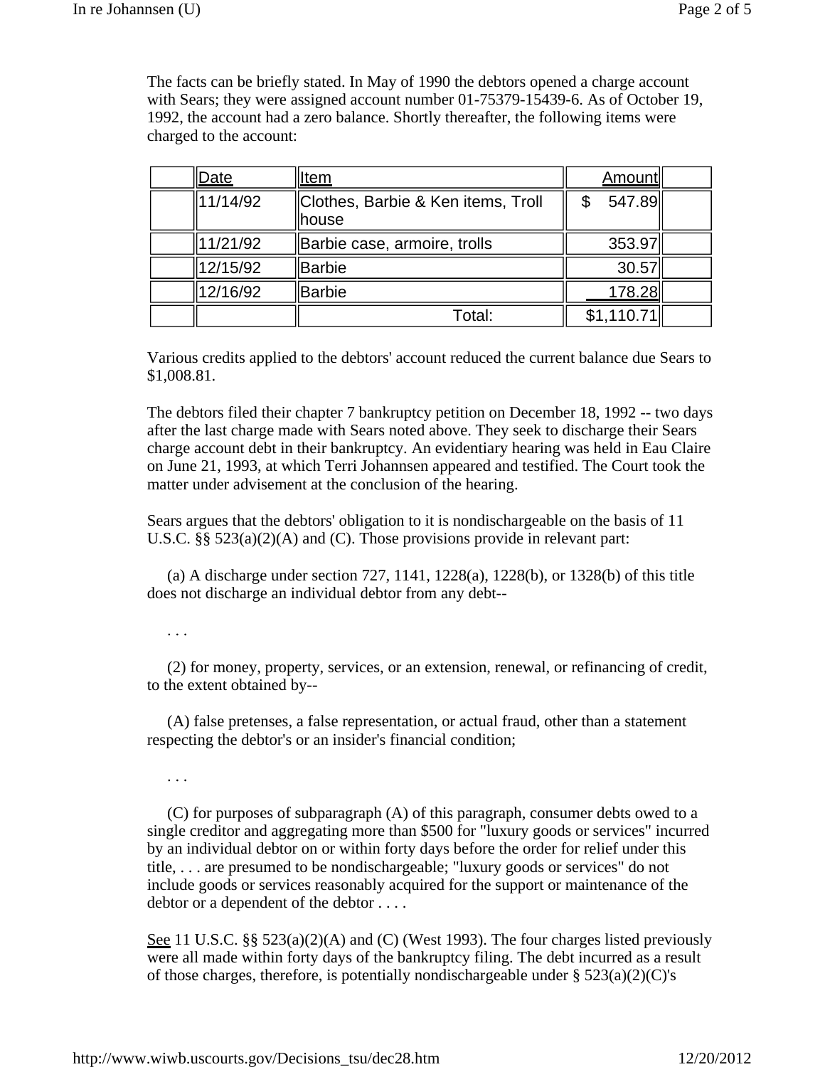The facts can be briefly stated. In May of 1990 the debtors opened a charge account with Sears; they were assigned account number 01-75379-15439-6. As of October 19, 1992, the account had a zero balance. Shortly thereafter, the following items were charged to the account:

| | Date | Item | Amount | |
|---|---|---|---|---|
| | 11/14/92 | Clothes, Barbie & Ken items, Troll house | $ 547.89 | |
| | 11/21/92 | Barbie case, armoire, trolls | 353.97 | |
| | 12/15/92 | Barbie | 30.57 | |
| | 12/16/92 | Barbie | 178.28 | |
| | | Total: | $1,110.71 | |

Various credits applied to the debtors' account reduced the current balance due Sears to $1,008.81.

The debtors filed their chapter 7 bankruptcy petition on December 18, 1992 -- two days after the last charge made with Sears noted above. They seek to discharge their Sears charge account debt in their bankruptcy. An evidentiary hearing was held in Eau Claire on June 21, 1993, at which Terri Johannsen appeared and testified. The Court took the matter under advisement at the conclusion of the hearing.

Sears argues that the debtors' obligation to it is nondischargeable on the basis of 11 U.S.C. §§ 523(a)(2)(A) and (C). Those provisions provide in relevant part:

(a) A discharge under section 727, 1141, 1228(a), 1228(b), or 1328(b) of this title does not discharge an individual debtor from any debt--

. . .

(2) for money, property, services, or an extension, renewal, or refinancing of credit, to the extent obtained by--

(A) false pretenses, a false representation, or actual fraud, other than a statement respecting the debtor's or an insider's financial condition;

. . .

(C) for purposes of subparagraph (A) of this paragraph, consumer debts owed to a single creditor and aggregating more than $500 for "luxury goods or services" incurred by an individual debtor on or within forty days before the order for relief under this title, . . . are presumed to be nondischargeable; "luxury goods or services" do not include goods or services reasonably acquired for the support or maintenance of the debtor or a dependent of the debtor . . . .

See 11 U.S.C. §§ 523(a)(2)(A) and (C) (West 1993). The four charges listed previously were all made within forty days of the bankruptcy filing. The debt incurred as a result of those charges, therefore, is potentially nondischargeable under § 523(a)(2)(C)'s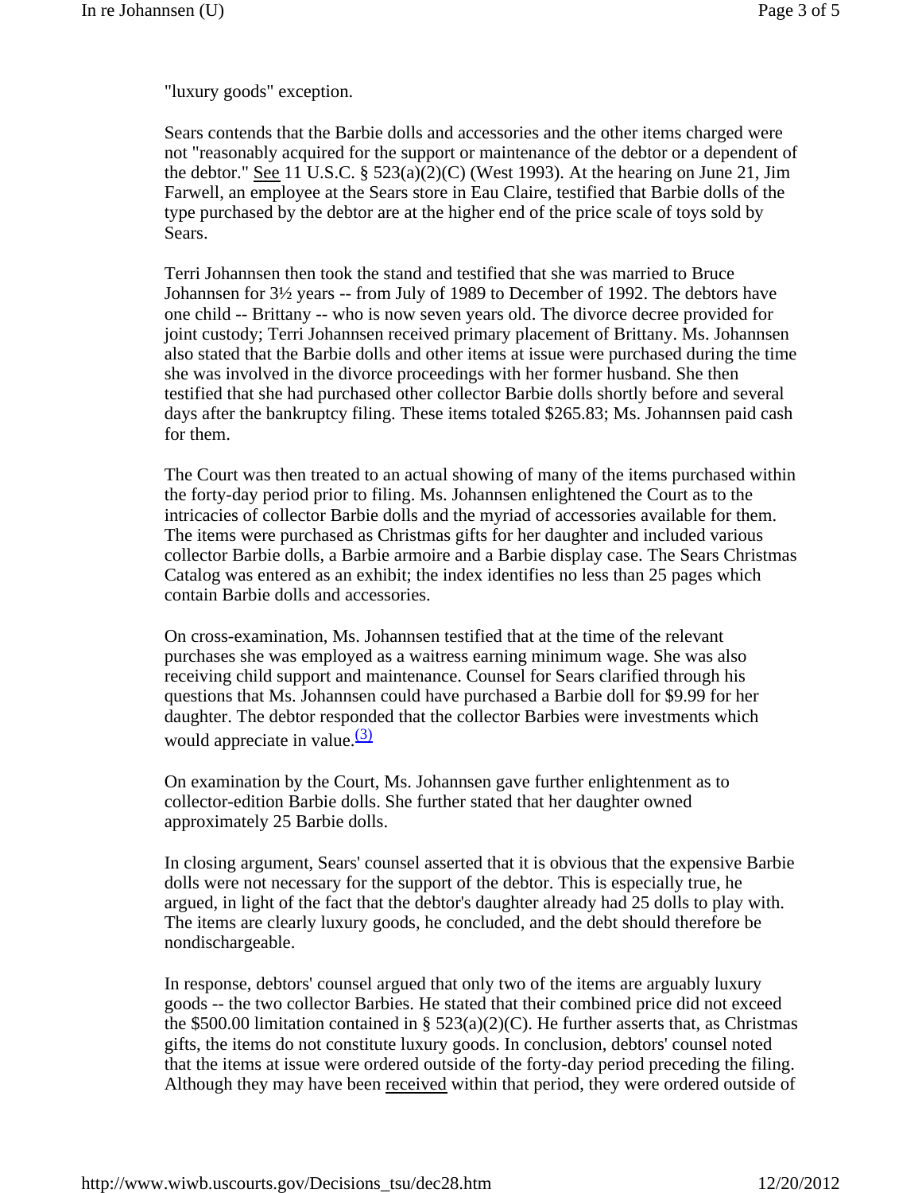"luxury goods" exception.

Sears contends that the Barbie dolls and accessories and the other items charged were not "reasonably acquired for the support or maintenance of the debtor or a dependent of the debtor." See 11 U.S.C. § 523(a)(2)(C) (West 1993). At the hearing on June 21, Jim Farwell, an employee at the Sears store in Eau Claire, testified that Barbie dolls of the type purchased by the debtor are at the higher end of the price scale of toys sold by Sears.

Terri Johannsen then took the stand and testified that she was married to Bruce Johannsen for 3½ years -- from July of 1989 to December of 1992. The debtors have one child -- Brittany -- who is now seven years old. The divorce decree provided for joint custody; Terri Johannsen received primary placement of Brittany. Ms. Johannsen also stated that the Barbie dolls and other items at issue were purchased during the time she was involved in the divorce proceedings with her former husband. She then testified that she had purchased other collector Barbie dolls shortly before and several days after the bankruptcy filing. These items totaled $265.83; Ms. Johannsen paid cash for them.

The Court was then treated to an actual showing of many of the items purchased within the forty-day period prior to filing. Ms. Johannsen enlightened the Court as to the intricacies of collector Barbie dolls and the myriad of accessories available for them. The items were purchased as Christmas gifts for her daughter and included various collector Barbie dolls, a Barbie armoire and a Barbie display case. The Sears Christmas Catalog was entered as an exhibit; the index identifies no less than 25 pages which contain Barbie dolls and accessories.

On cross-examination, Ms. Johannsen testified that at the time of the relevant purchases she was employed as a waitress earning minimum wage. She was also receiving child support and maintenance. Counsel for Sears clarified through his questions that Ms. Johannsen could have purchased a Barbie doll for $9.99 for her daughter. The debtor responded that the collector Barbies were investments which would appreciate in value.[(3)]

On examination by the Court, Ms. Johannsen gave further enlightenment as to collector-edition Barbie dolls. She further stated that her daughter owned approximately 25 Barbie dolls.

In closing argument, Sears' counsel asserted that it is obvious that the expensive Barbie dolls were not necessary for the support of the debtor. This is especially true, he argued, in light of the fact that the debtor's daughter already had 25 dolls to play with. The items are clearly luxury goods, he concluded, and the debt should therefore be nondischargeable.

In response, debtors' counsel argued that only two of the items are arguably luxury goods -- the two collector Barbies. He stated that their combined price did not exceed the $500.00 limitation contained in § 523(a)(2)(C). He further asserts that, as Christmas gifts, the items do not constitute luxury goods. In conclusion, debtors' counsel noted that the items at issue were ordered outside of the forty-day period preceding the filing. Although they may have been received within that period, they were ordered outside of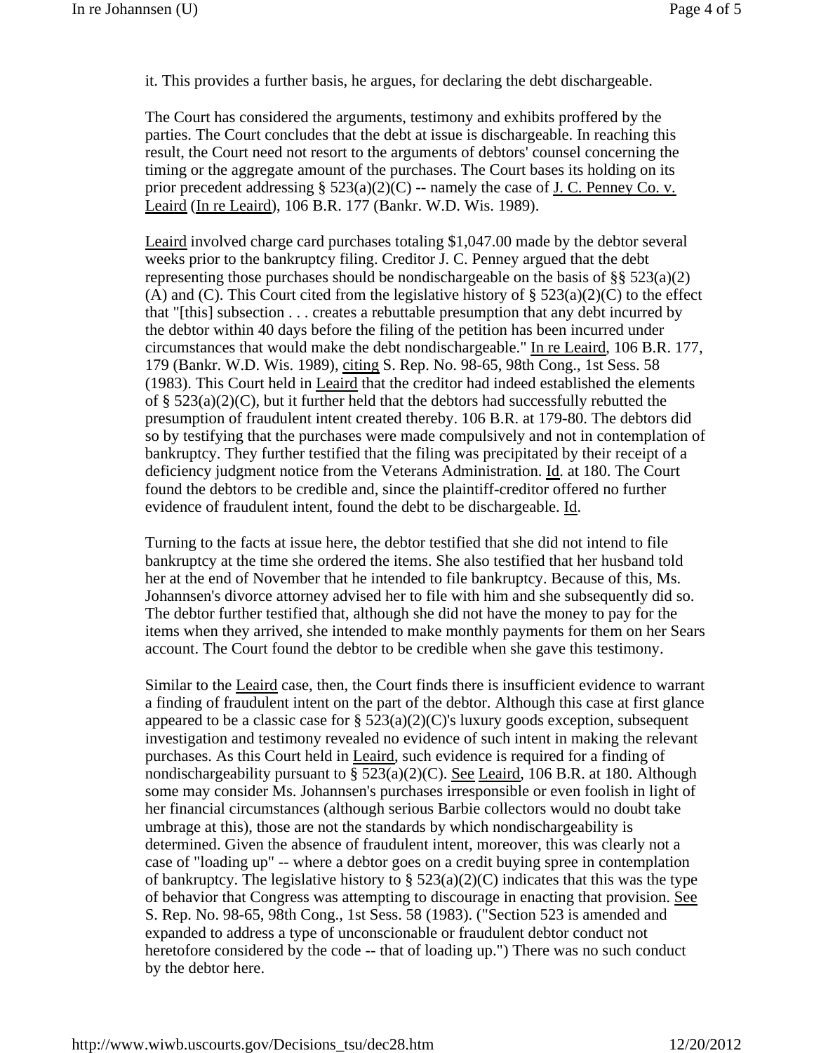it. This provides a further basis, he argues, for declaring the debt dischargeable.

The Court has considered the arguments, testimony and exhibits proffered by the parties. The Court concludes that the debt at issue is dischargeable. In reaching this result, the Court need not resort to the arguments of debtors' counsel concerning the timing or the aggregate amount of the purchases. The Court bases its holding on its prior precedent addressing § 523(a)(2)(C) -- namely the case of J. C. Penney Co. v. Leaird (In re Leaird), 106 B.R. 177 (Bankr. W.D. Wis. 1989).

Leaird involved charge card purchases totaling $1,047.00 made by the debtor several weeks prior to the bankruptcy filing. Creditor J. C. Penney argued that the debt representing those purchases should be nondischargeable on the basis of §§ 523(a)(2)(A) and (C). This Court cited from the legislative history of § 523(a)(2)(C) to the effect that "[this] subsection . . . creates a rebuttable presumption that any debt incurred by the debtor within 40 days before the filing of the petition has been incurred under circumstances that would make the debt nondischargeable." In re Leaird, 106 B.R. 177, 179 (Bankr. W.D. Wis. 1989), citing S. Rep. No. 98-65, 98th Cong., 1st Sess. 58 (1983). This Court held in Leaird that the creditor had indeed established the elements of § 523(a)(2)(C), but it further held that the debtors had successfully rebutted the presumption of fraudulent intent created thereby. 106 B.R. at 179-80. The debtors did so by testifying that the purchases were made compulsively and not in contemplation of bankruptcy. They further testified that the filing was precipitated by their receipt of a deficiency judgment notice from the Veterans Administration. Id. at 180. The Court found the debtors to be credible and, since the plaintiff-creditor offered no further evidence of fraudulent intent, found the debt to be dischargeable. Id.

Turning to the facts at issue here, the debtor testified that she did not intend to file bankruptcy at the time she ordered the items. She also testified that her husband told her at the end of November that he intended to file bankruptcy. Because of this, Ms. Johannsen's divorce attorney advised her to file with him and she subsequently did so. The debtor further testified that, although she did not have the money to pay for the items when they arrived, she intended to make monthly payments for them on her Sears account. The Court found the debtor to be credible when she gave this testimony.

Similar to the Leaird case, then, the Court finds there is insufficient evidence to warrant a finding of fraudulent intent on the part of the debtor. Although this case at first glance appeared to be a classic case for § 523(a)(2)(C)'s luxury goods exception, subsequent investigation and testimony revealed no evidence of such intent in making the relevant purchases. As this Court held in Leaird, such evidence is required for a finding of nondischargeability pursuant to § 523(a)(2)(C). See Leaird, 106 B.R. at 180. Although some may consider Ms. Johannsen's purchases irresponsible or even foolish in light of her financial circumstances (although serious Barbie collectors would no doubt take umbrage at this), those are not the standards by which nondischargeability is determined. Given the absence of fraudulent intent, moreover, this was clearly not a case of "loading up" -- where a debtor goes on a credit buying spree in contemplation of bankruptcy. The legislative history to § 523(a)(2)(C) indicates that this was the type of behavior that Congress was attempting to discourage in enacting that provision. See S. Rep. No. 98-65, 98th Cong., 1st Sess. 58 (1983). ("Section 523 is amended and expanded to address a type of unconscionable or fraudulent debtor conduct not heretofore considered by the code -- that of loading up.") There was no such conduct by the debtor here.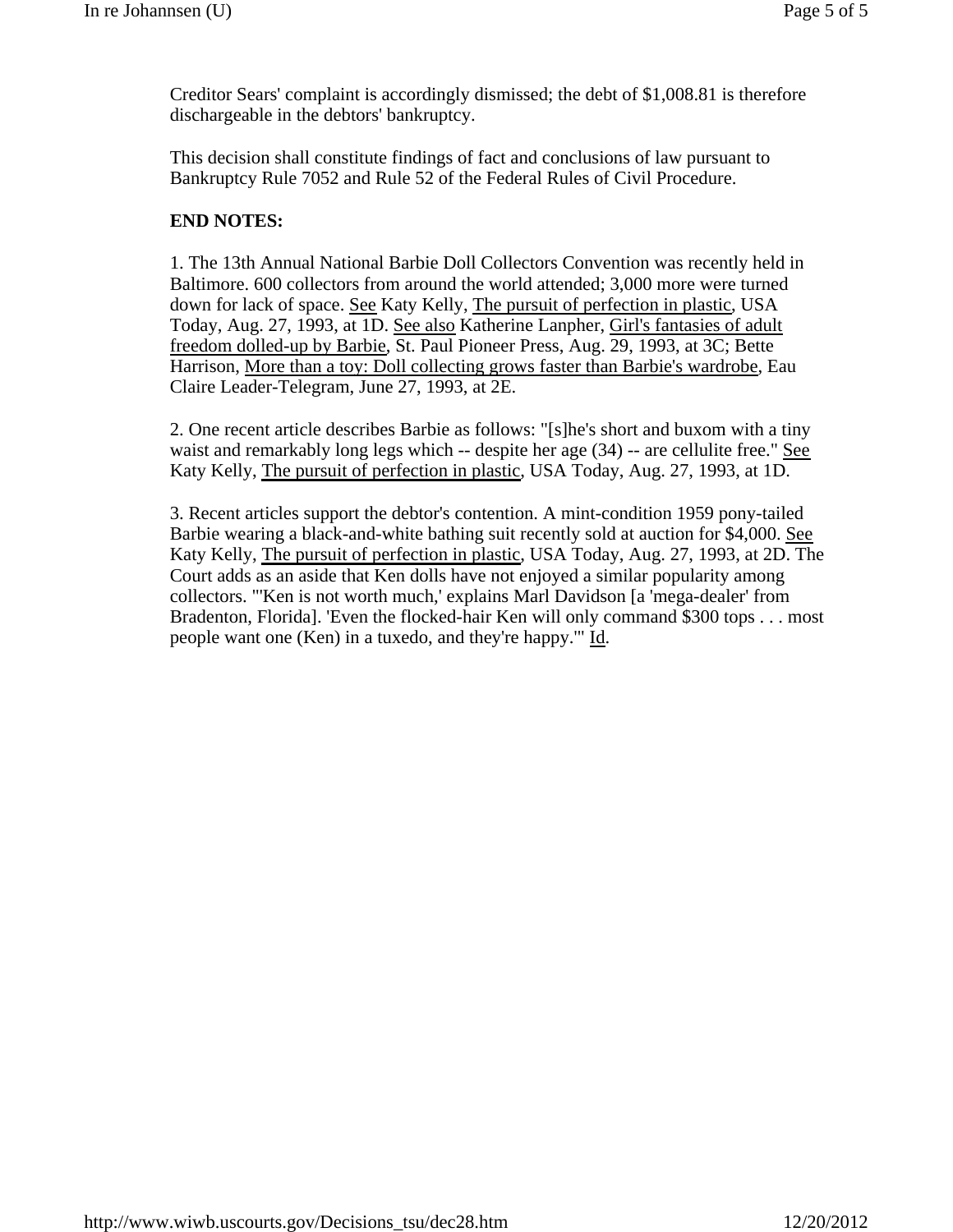Creditor Sears' complaint is accordingly dismissed; the debt of $1,008.81 is therefore dischargeable in the debtors' bankruptcy.

This decision shall constitute findings of fact and conclusions of law pursuant to Bankruptcy Rule 7052 and Rule 52 of the Federal Rules of Civil Procedure.

**END NOTES:**

1. The 13th Annual National Barbie Doll Collectors Convention was recently held in Baltimore. 600 collectors from around the world attended; 3,000 more were turned down for lack of space. See Katy Kelly, The pursuit of perfection in plastic, USA Today, Aug. 27, 1993, at 1D. See also Katherine Lanpher, Girl's fantasies of adult freedom dolled-up by Barbie, St. Paul Pioneer Press, Aug. 29, 1993, at 3C; Bette Harrison, More than a toy: Doll collecting grows faster than Barbie's wardrobe, Eau Claire Leader-Telegram, June 27, 1993, at 2E.

2. One recent article describes Barbie as follows: "[s]he's short and buxom with a tiny waist and remarkably long legs which -- despite her age (34) -- are cellulite free." See Katy Kelly, The pursuit of perfection in plastic, USA Today, Aug. 27, 1993, at 1D.

3. Recent articles support the debtor's contention. A mint-condition 1959 pony-tailed Barbie wearing a black-and-white bathing suit recently sold at auction for $4,000. See Katy Kelly, The pursuit of perfection in plastic, USA Today, Aug. 27, 1993, at 2D. The Court adds as an aside that Ken dolls have not enjoyed a similar popularity among collectors. "'Ken is not worth much,' explains Marl Davidson ['mega-dealer' from Bradenton, Florida]. 'Even the flocked-hair Ken will only command $300 tops . . . most people want one (Ken) in a tuxedo, and they're happy.'" Id.